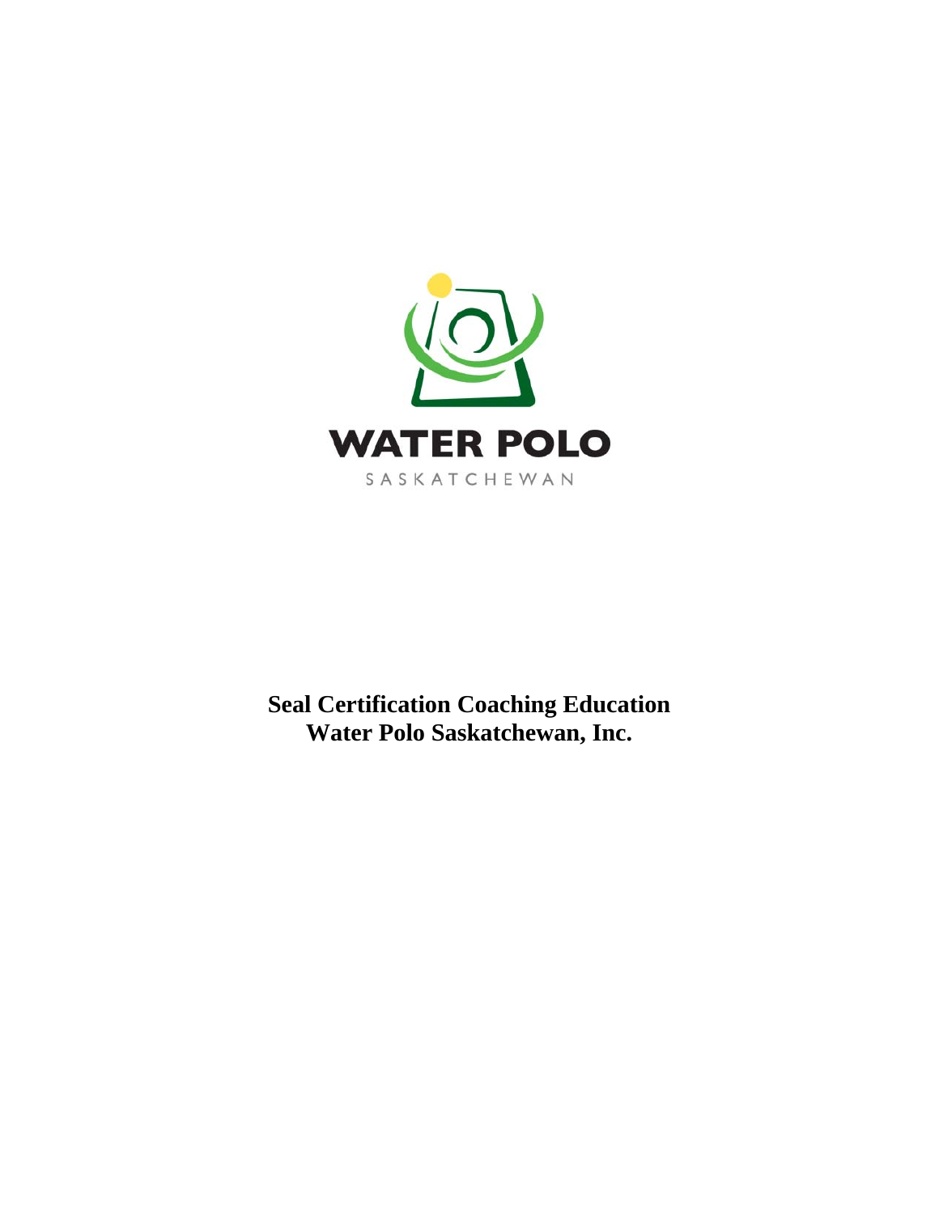WATER POLO

SASKATCHEWAN

**Seal Certification Coaching Education**
**Water Polo Saskatchewan, Inc.**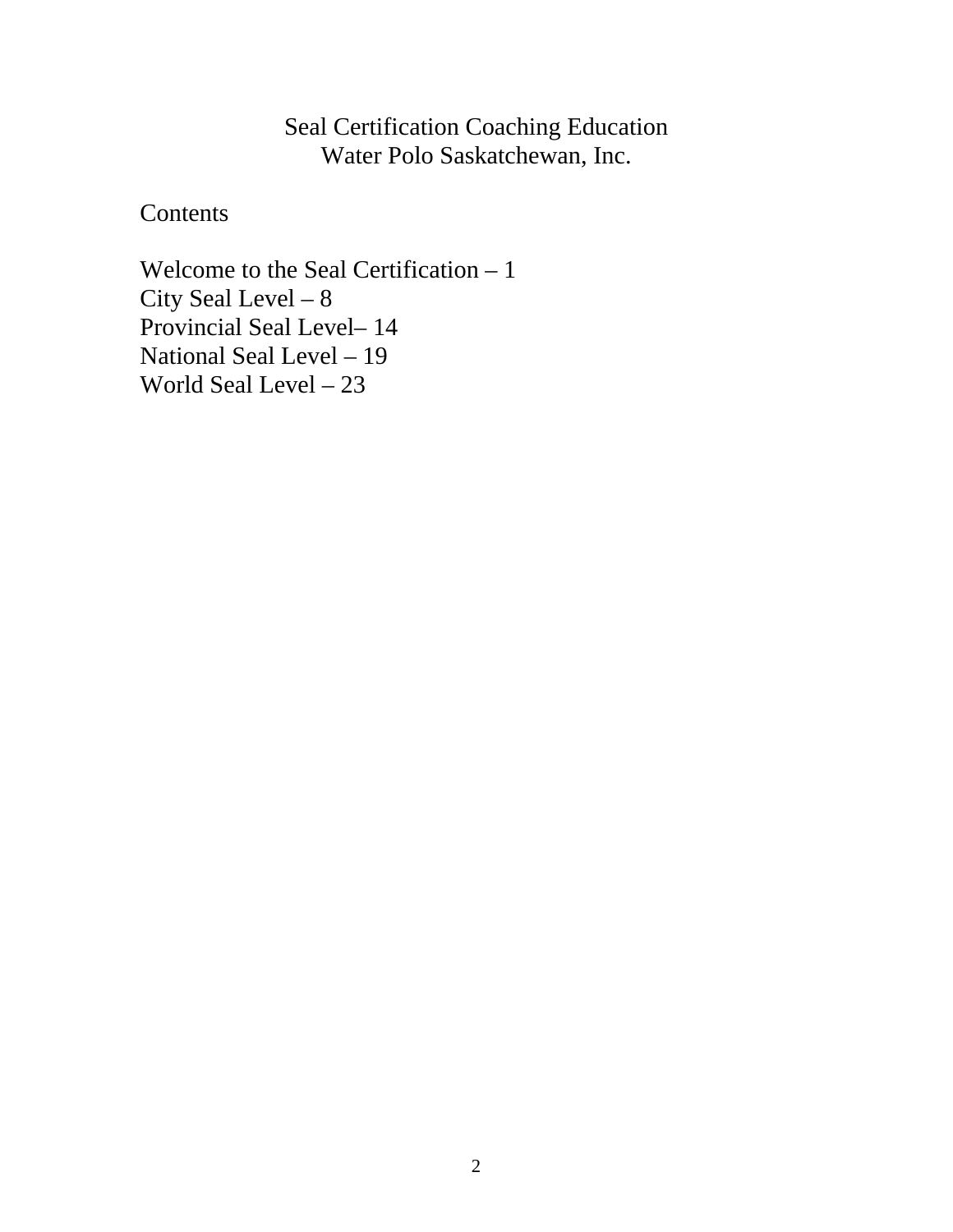# Seal Certification Coaching Education
# Water Polo Saskatchewan, Inc.

## Contents

Welcome to the Seal Certification – 1
City Seal Level – 8
Provincial Seal Level– 14
National Seal Level – 19
World Seal Level – 23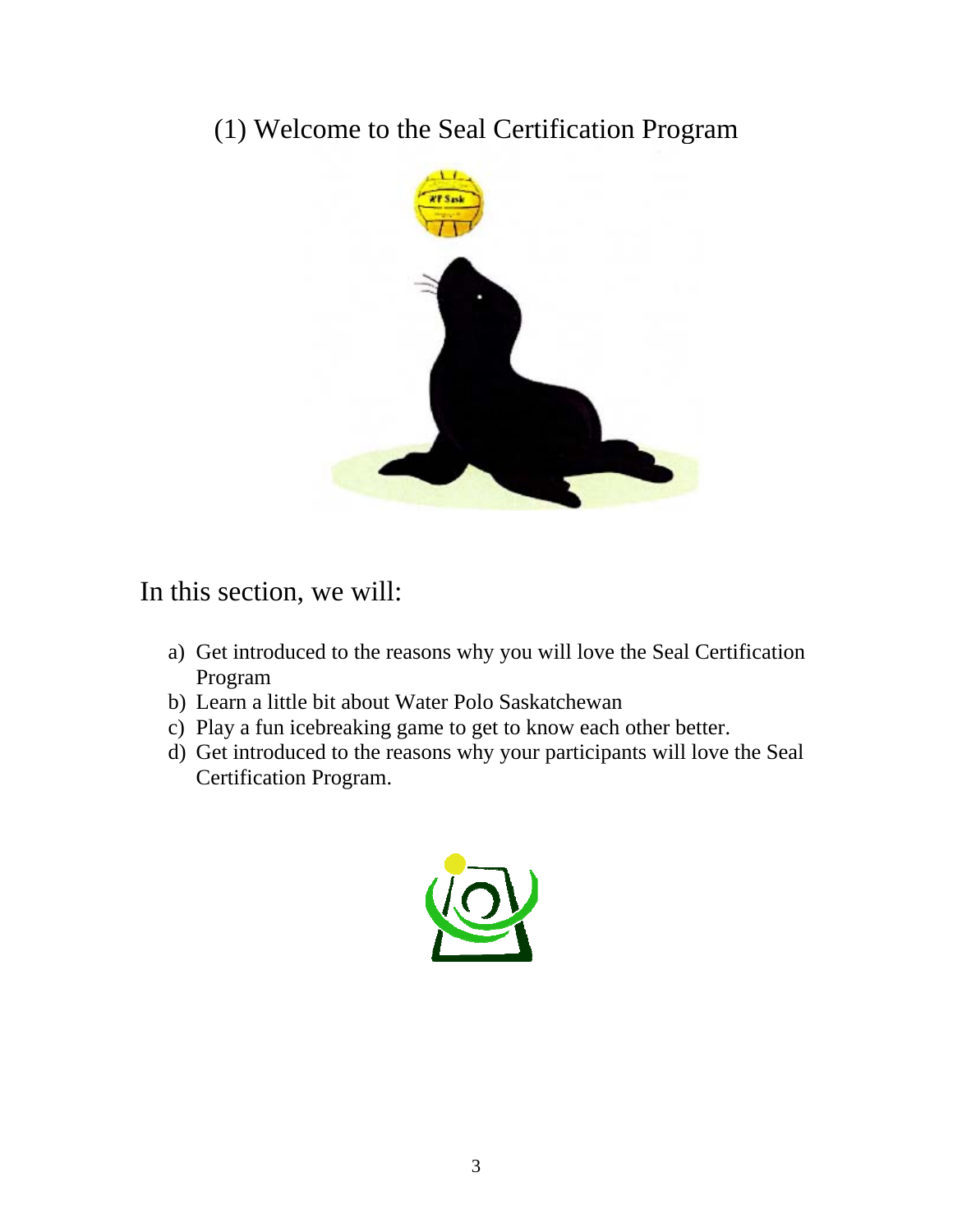# (1) Welcome to the Seal Certification Program

In this section, we will:

a) Get introduced to the reasons why you will love the Seal Certification Program
b) Learn a little bit about Water Polo Saskatchewan
c) Play a fun icebreaking game to get to know each other better.
d) Get introduced to the reasons why your participants will love the Seal Certification Program.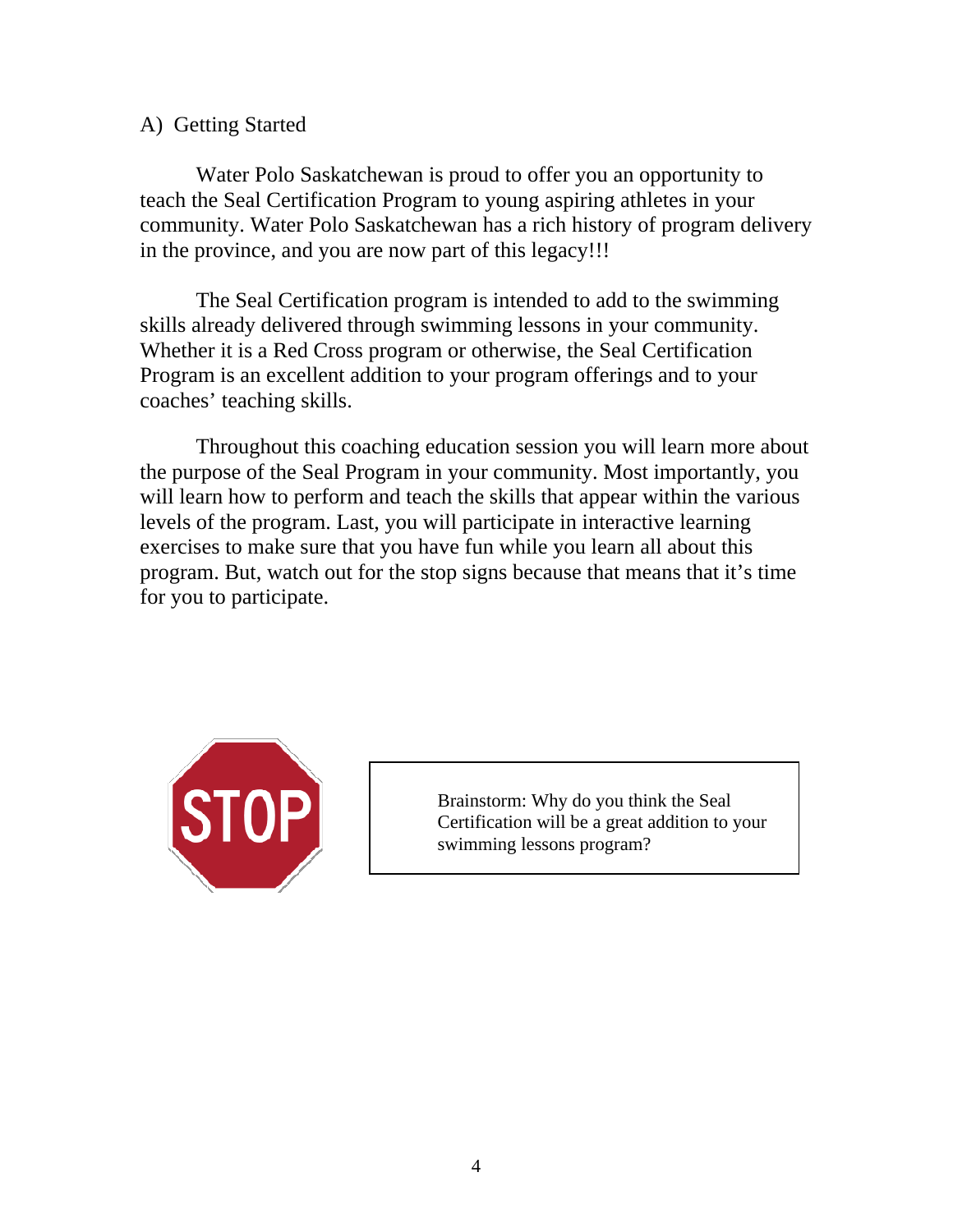## A) Getting Started

Water Polo Saskatchewan is proud to offer you an opportunity to teach the Seal Certification Program to young aspiring athletes in your community. Water Polo Saskatchewan has a rich history of program delivery in the province, and you are now part of this legacy!!!

The Seal Certification program is intended to add to the swimming skills already delivered through swimming lessons in your community. Whether it is a Red Cross program or otherwise, the Seal Certification Program is an excellent addition to your program offerings and to your coaches' teaching skills.

Throughout this coaching education session you will learn more about the purpose of the Seal Program in your community. Most importantly, you will learn how to perform and teach the skills that appear within the various levels of the program. Last, you will participate in interactive learning exercises to make sure that you have fun while you learn all about this program. But, watch out for the stop signs because that means that it's time for you to participate.

STOP

Brainstorm: Why do you think the Seal Certification will be a great addition to your swimming lessons program?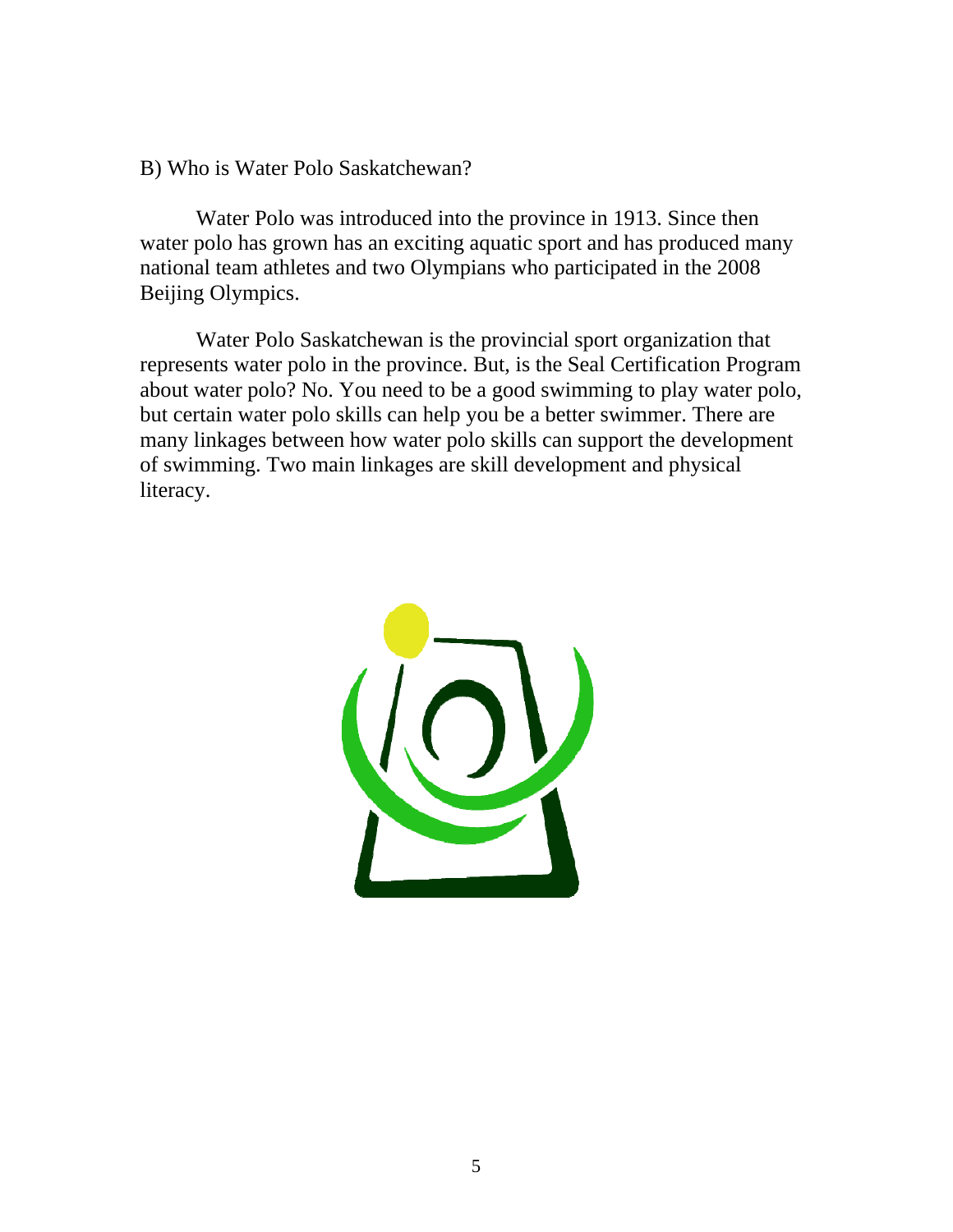## B) Who is Water Polo Saskatchewan?

Water Polo was introduced into the province in 1913. Since then water polo has grown has an exciting aquatic sport and has produced many national team athletes and two Olympians who participated in the 2008 Beijing Olympics.

Water Polo Saskatchewan is the provincial sport organization that represents water polo in the province. But, is the Seal Certification Program about water polo? No. You need to be a good swimming to play water polo, but certain water polo skills can help you be a better swimmer. There are many linkages between how water polo skills can support the development of swimming. Two main linkages are skill development and physical literacy.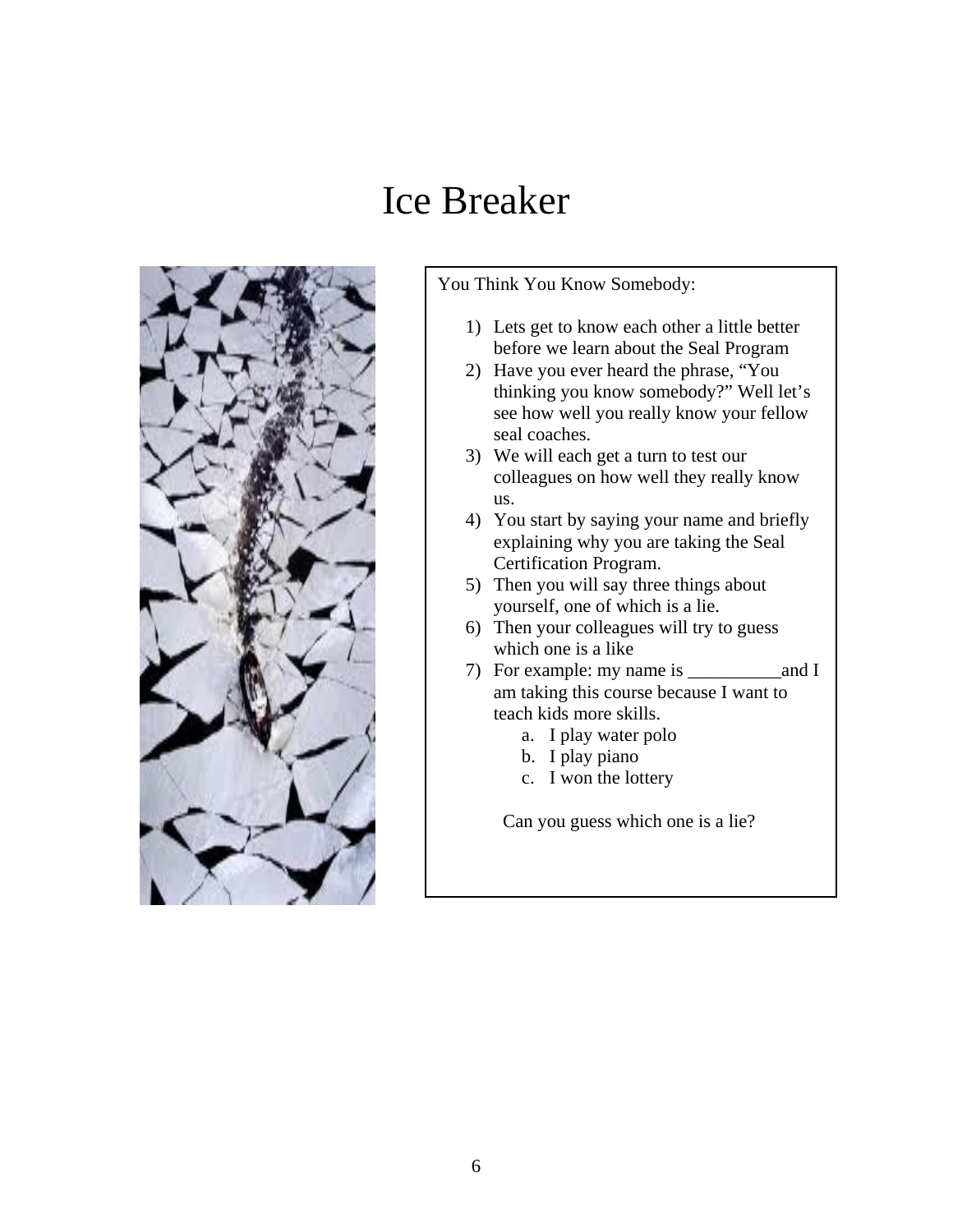# Ice Breaker

You Think You Know Somebody:

1) Lets get to know each other a little better before we learn about the Seal Program
2) Have you ever heard the phrase, "You thinking you know somebody?" Well let's see how well you really know your fellow seal coaches.
3) We will each get a turn to test our colleagues on how well they really know us.
4) You start by saying your name and briefly explaining why you are taking the Seal Certification Program.
5) Then you will say three things about yourself, one of which is a lie.
6) Then your colleagues will try to guess which one is a like
7) For example: my name is __________and I am taking this course because I want to teach kids more skills.
    a. I play water polo
    b. I play piano
    c. I won the lottery

Can you guess which one is a lie?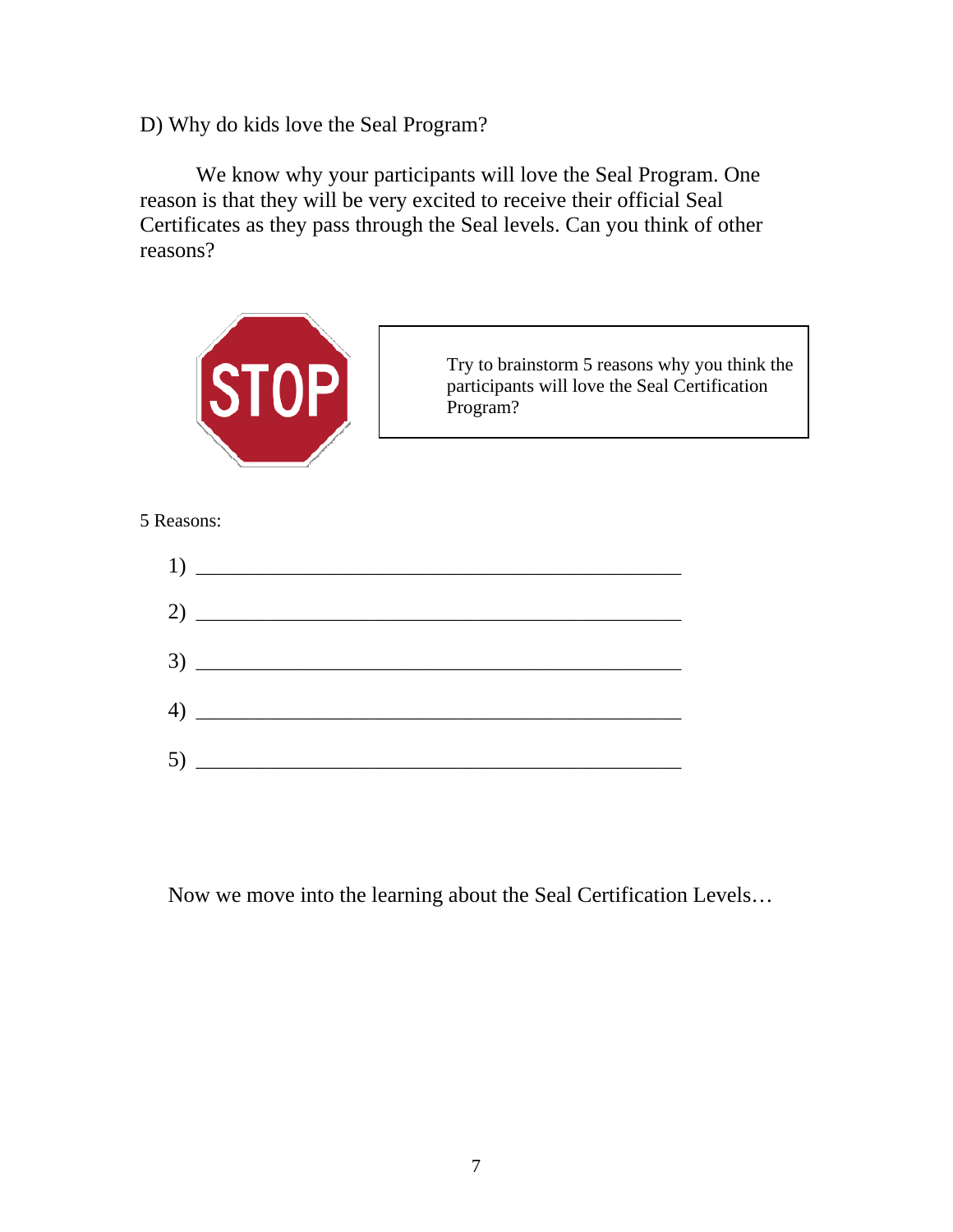D) Why do kids love the Seal Program?

We know why your participants will love the Seal Program. One reason is that they will be very excited to receive their official Seal Certificates as they pass through the Seal levels. Can you think of other reasons?

STOP

Try to brainstorm 5 reasons why you think the participants will love the Seal Certification Program?

5 Reasons:

1) ______________________________________________

2) ______________________________________________

3) ______________________________________________

4) ______________________________________________

5) ______________________________________________

Now we move into the learning about the Seal Certification Levels…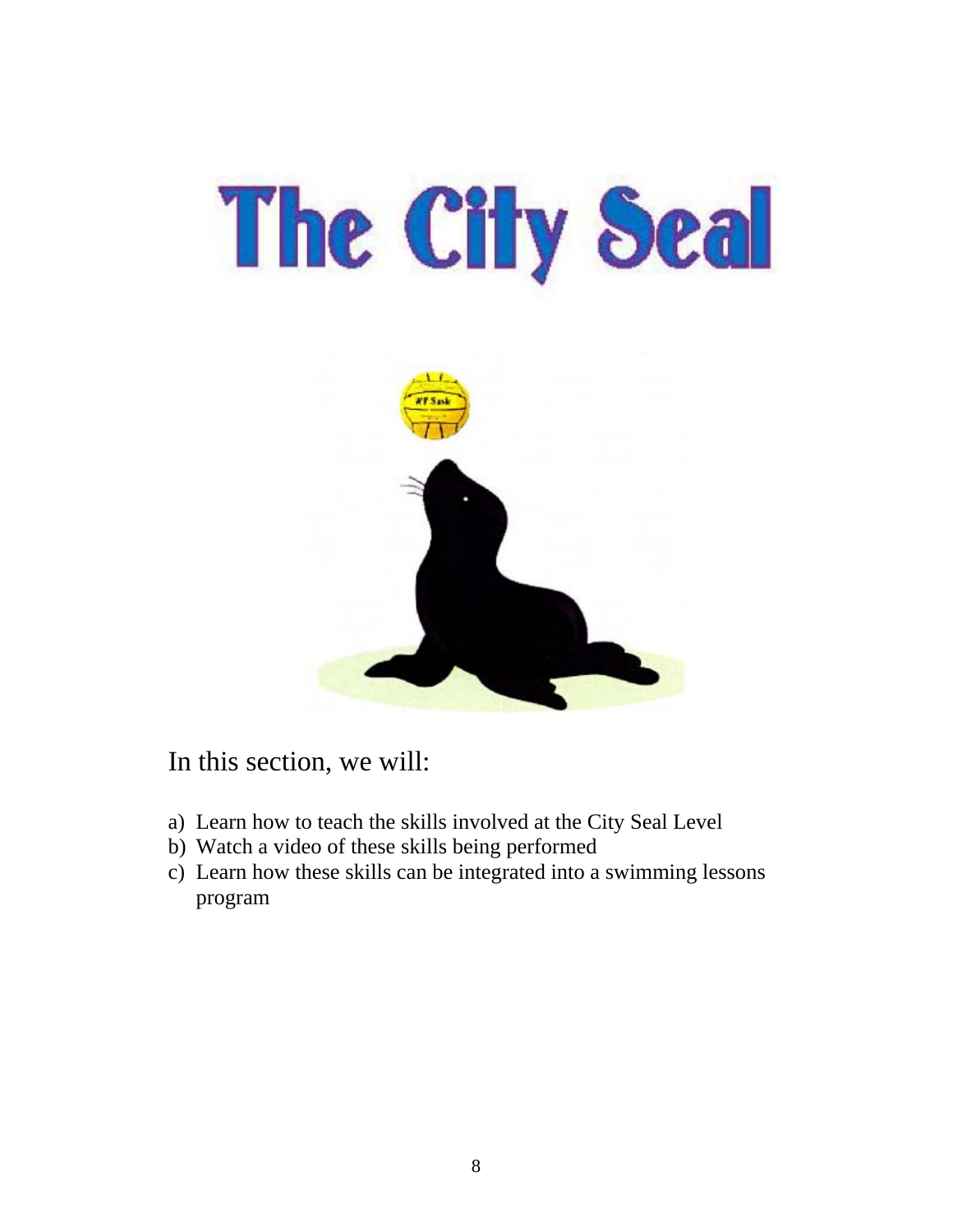# The City Seal

In this section, we will:

a) Learn how to teach the skills involved at the City Seal Level
b) Watch a video of these skills being performed
c) Learn how these skills can be integrated into a swimming lessons program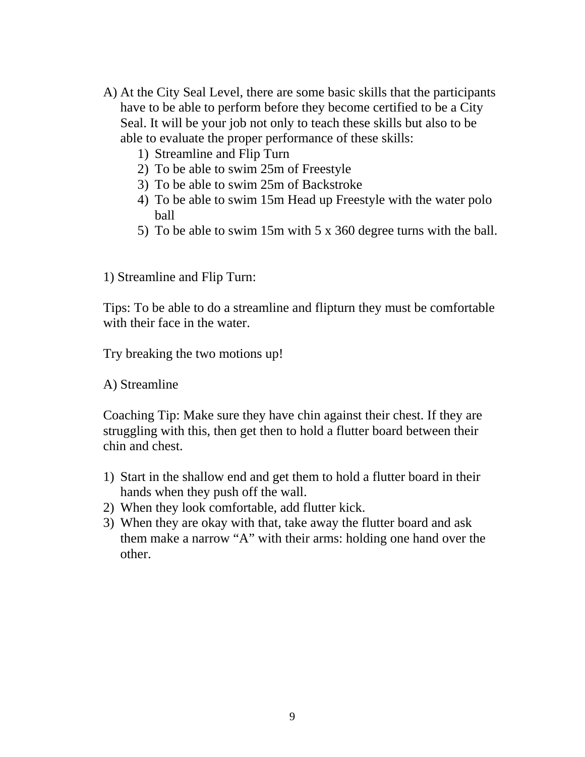A) At the City Seal Level, there are some basic skills that the participants have to be able to perform before they become certified to be a City Seal. It will be your job not only to teach these skills but also to be able to evaluate the proper performance of these skills:
   1) Streamline and Flip Turn
   2) To be able to swim 25m of Freestyle
   3) To be able to swim 25m of Backstroke
   4) To be able to swim 15m Head up Freestyle with the water polo ball
   5) To be able to swim 15m with 5 x 360 degree turns with the ball.

1) Streamline and Flip Turn:

Tips: To be able to do a streamline and flipturn they must be comfortable with their face in the water.

Try breaking the two motions up!

A) Streamline

Coaching Tip: Make sure they have chin against their chest. If they are struggling with this, then get then to hold a flutter board between their chin and chest.

1) Start in the shallow end and get them to hold a flutter board in their hands when they push off the wall.
2) When they look comfortable, add flutter kick.
3) When they are okay with that, take away the flutter board and ask them make a narrow "A" with their arms: holding one hand over the other.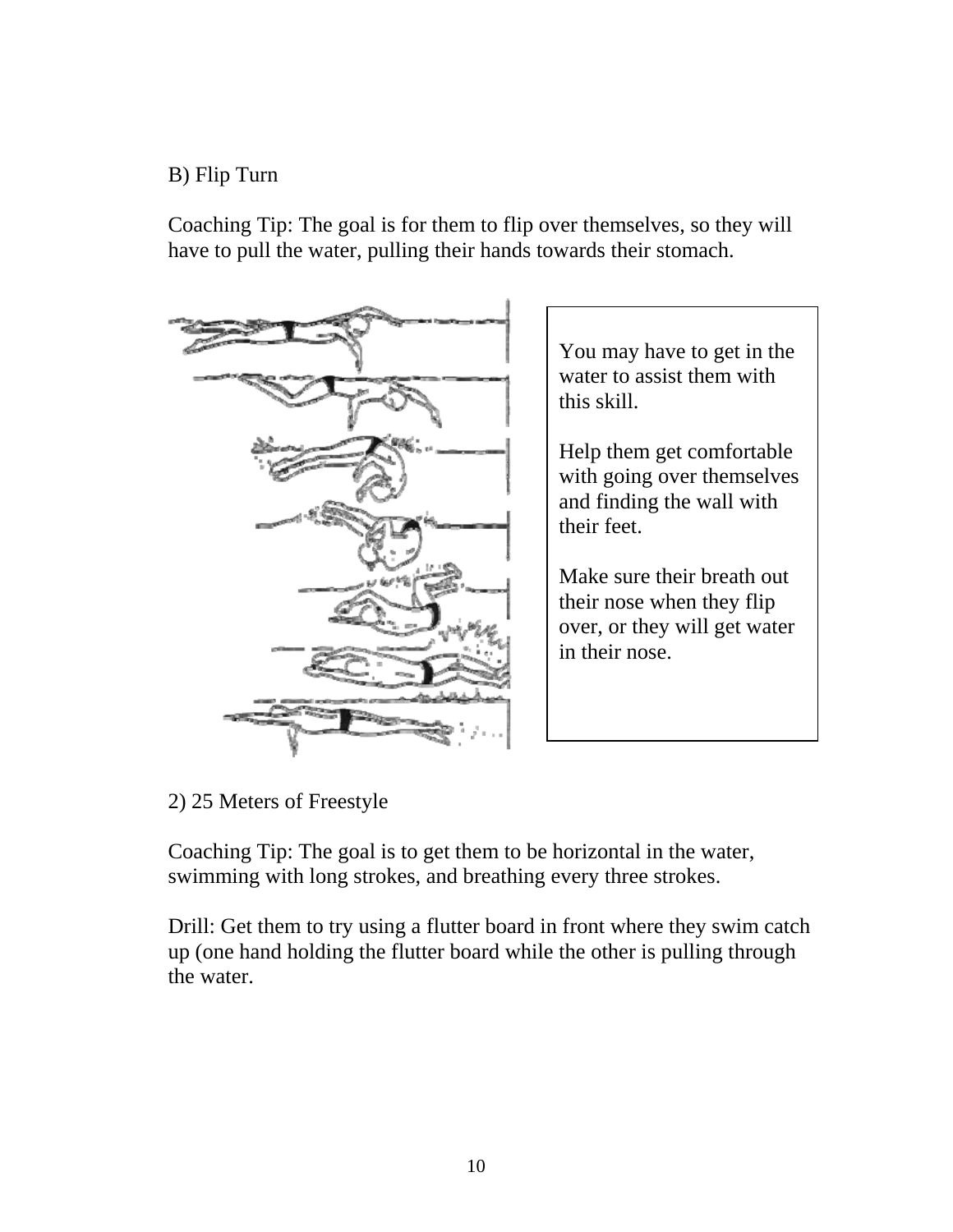B) Flip Turn

Coaching Tip: The goal is for them to flip over themselves, so they will have to pull the water, pulling their hands towards their stomach.

You may have to get in the water to assist them with this skill.

Help them get comfortable with going over themselves and finding the wall with their feet.

Make sure their breath out their nose when they flip over, or they will get water in their nose.

2) 25 Meters of Freestyle

Coaching Tip: The goal is to get them to be horizontal in the water, swimming with long strokes, and breathing every three strokes.

Drill: Get them to try using a flutter board in front where they swim catch up (one hand holding the flutter board while the other is pulling through the water.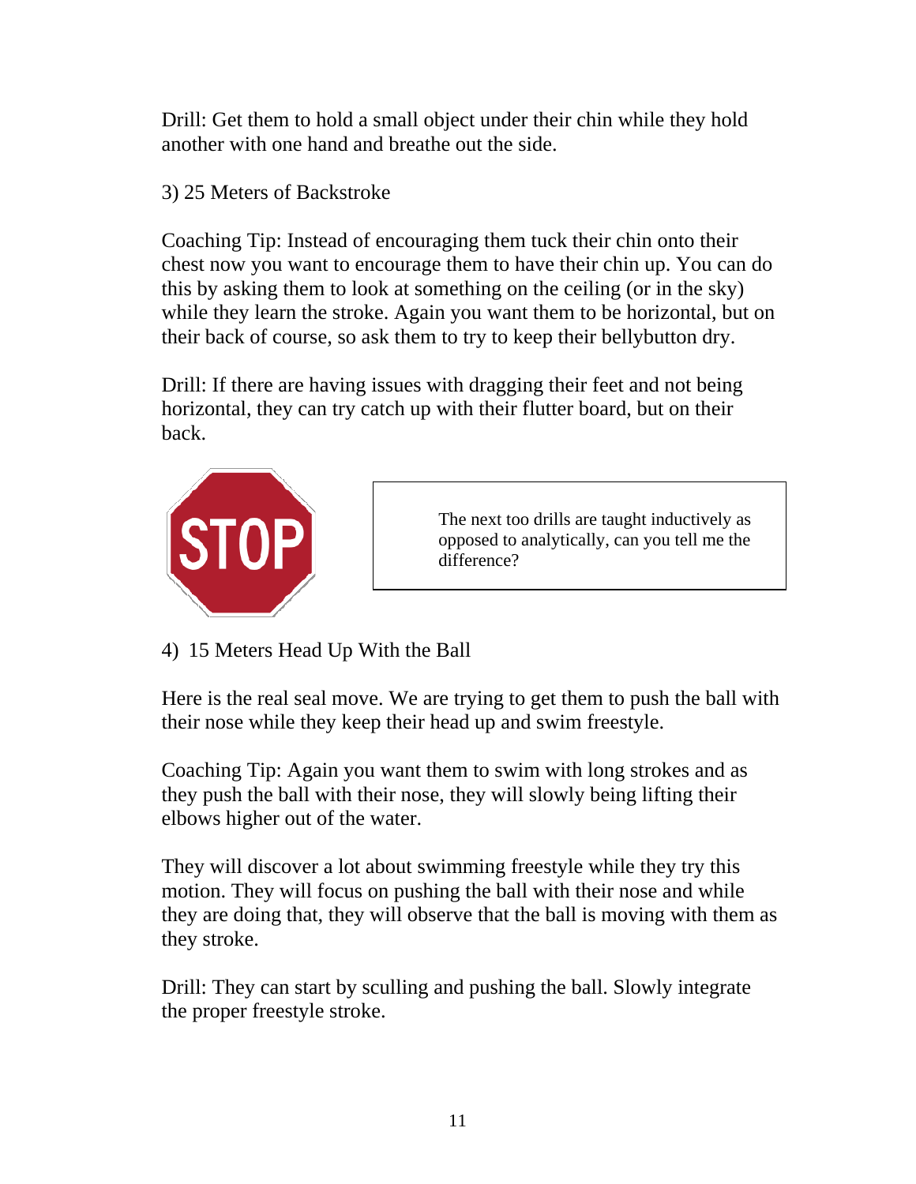Drill: Get them to hold a small object under their chin while they hold another with one hand and breathe out the side.

3) 25 Meters of Backstroke

Coaching Tip: Instead of encouraging them tuck their chin onto their chest now you want to encourage them to have their chin up. You can do this by asking them to look at something on the ceiling (or in the sky) while they learn the stroke. Again you want them to be horizontal, but on their back of course, so ask them to try to keep their bellybutton dry.

Drill: If there are having issues with dragging their feet and not being horizontal, they can try catch up with their flutter board, but on their back.

STOP

> The next too drills are taught inductively as opposed to analytically, can you tell me the difference?

4) 15 Meters Head Up With the Ball

Here is the real seal move. We are trying to get them to push the ball with their nose while they keep their head up and swim freestyle.

Coaching Tip: Again you want them to swim with long strokes and as they push the ball with their nose, they will slowly being lifting their elbows higher out of the water.

They will discover a lot about swimming freestyle while they try this motion. They will focus on pushing the ball with their nose and while they are doing that, they will observe that the ball is moving with them as they stroke.

Drill: They can start by sculling and pushing the ball. Slowly integrate the proper freestyle stroke.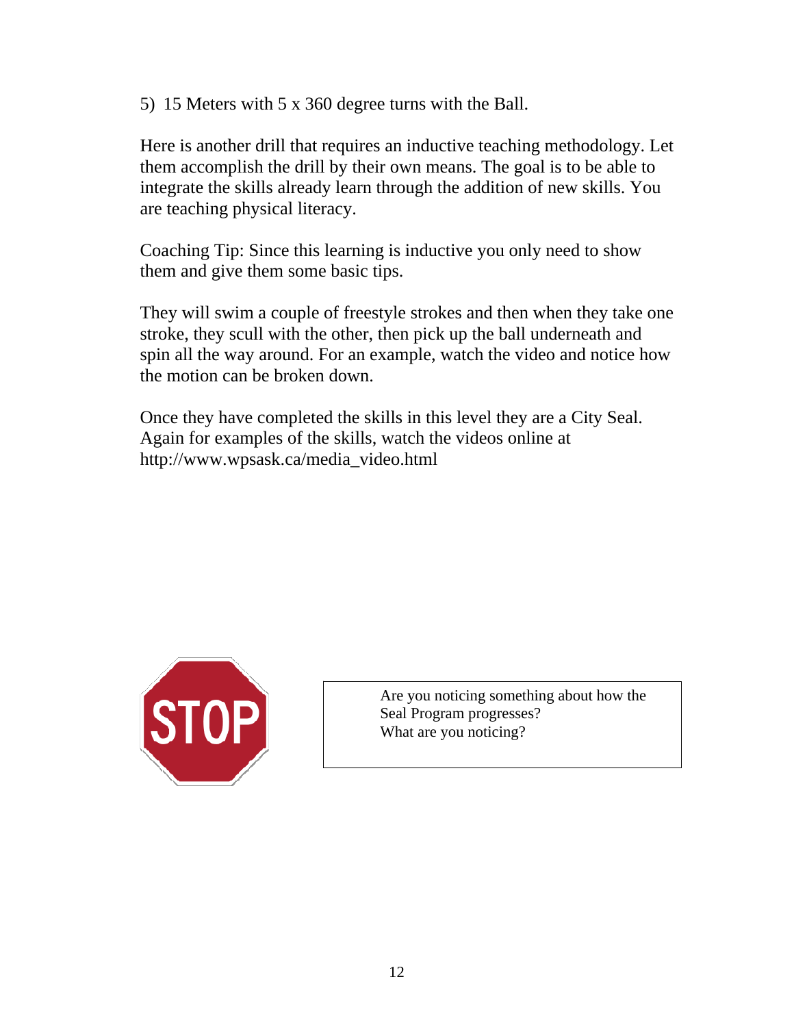5) 15 Meters with 5 x 360 degree turns with the Ball.

Here is another drill that requires an inductive teaching methodology. Let them accomplish the drill by their own means. The goal is to be able to integrate the skills already learn through the addition of new skills. You are teaching physical literacy.

Coaching Tip: Since this learning is inductive you only need to show them and give them some basic tips.

They will swim a couple of freestyle strokes and then when they take one stroke, they scull with the other, then pick up the ball underneath and spin all the way around. For an example, watch the video and notice how the motion can be broken down.

Once they have completed the skills in this level they are a City Seal. Again for examples of the skills, watch the videos online at http://www.wpsask.ca/media_video.html

STOP

Are you noticing something about how the Seal Program progresses?
What are you noticing?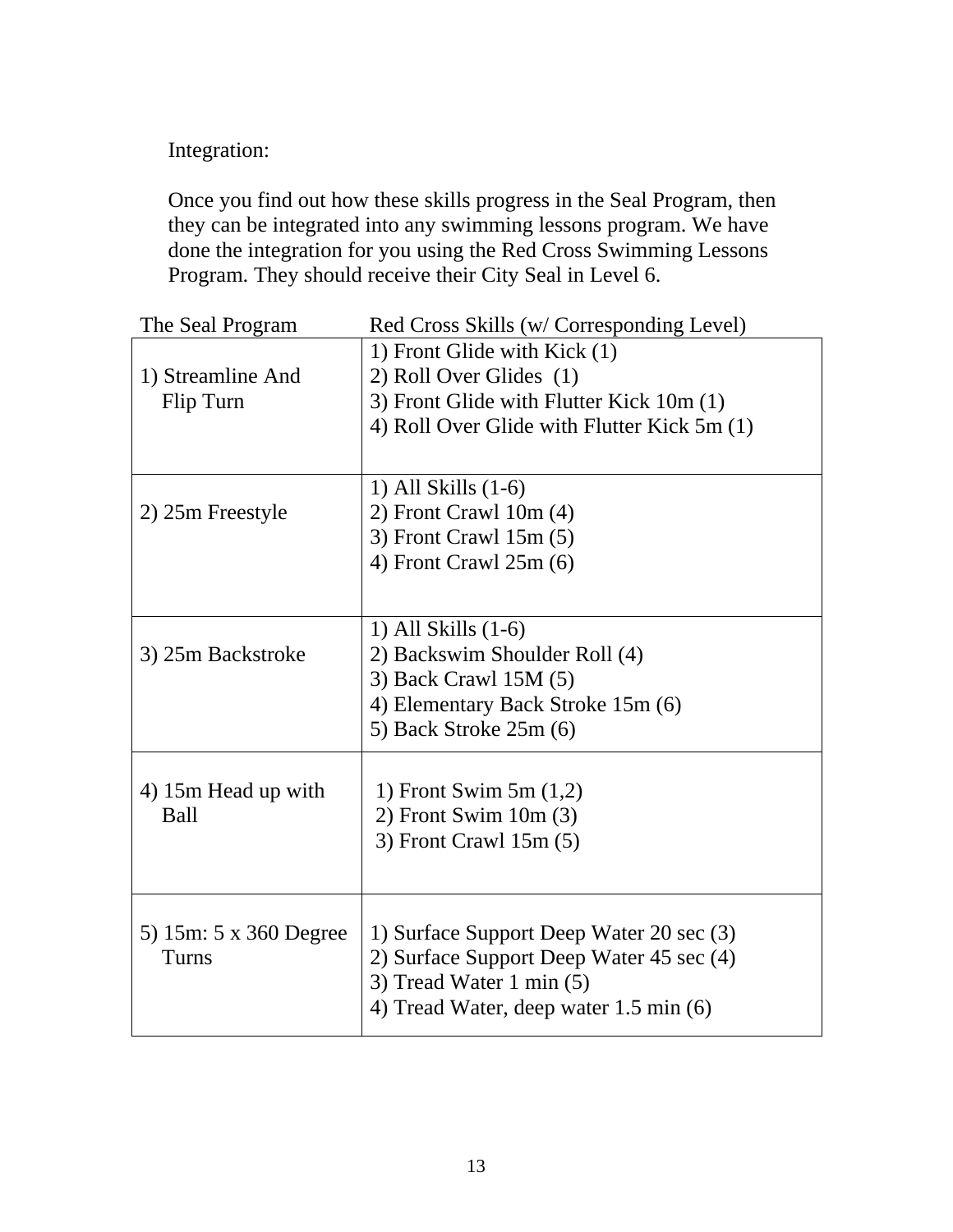Integration:

Once you find out how these skills progress in the Seal Program, then they can be integrated into any swimming lessons program. We have done the integration for you using the Red Cross Swimming Lessons Program. They should receive their City Seal in Level 6.

| The Seal Program | Red Cross Skills (w/ Corresponding Level) |
|---|---|
| 1) Streamline And Flip Turn | 1) Front Glide with Kick (1)<br>2) Roll Over Glides (1)<br>3) Front Glide with Flutter Kick 10m (1)<br>4) Roll Over Glide with Flutter Kick 5m (1) |
| 2) 25m Freestyle | 1) All Skills (1-6)<br>2) Front Crawl 10m (4)<br>3) Front Crawl 15m (5)<br>4) Front Crawl 25m (6) |
| 3) 25m Backstroke | 1) All Skills (1-6)<br>2) Backswim Shoulder Roll (4)<br>3) Back Crawl 15M (5)<br>4) Elementary Back Stroke 15m (6)<br>5) Back Stroke 25m (6) |
| 4) 15m Head up with Ball | 1) Front Swim 5m (1,2)<br>2) Front Swim 10m (3)<br>3) Front Crawl 15m (5) |
| 5) 15m: 5 x 360 Degree Turns | 1) Surface Support Deep Water 20 sec (3)<br>2) Surface Support Deep Water 45 sec (4)<br>3) Tread Water 1 min (5)<br>4) Tread Water, deep water 1.5 min (6) |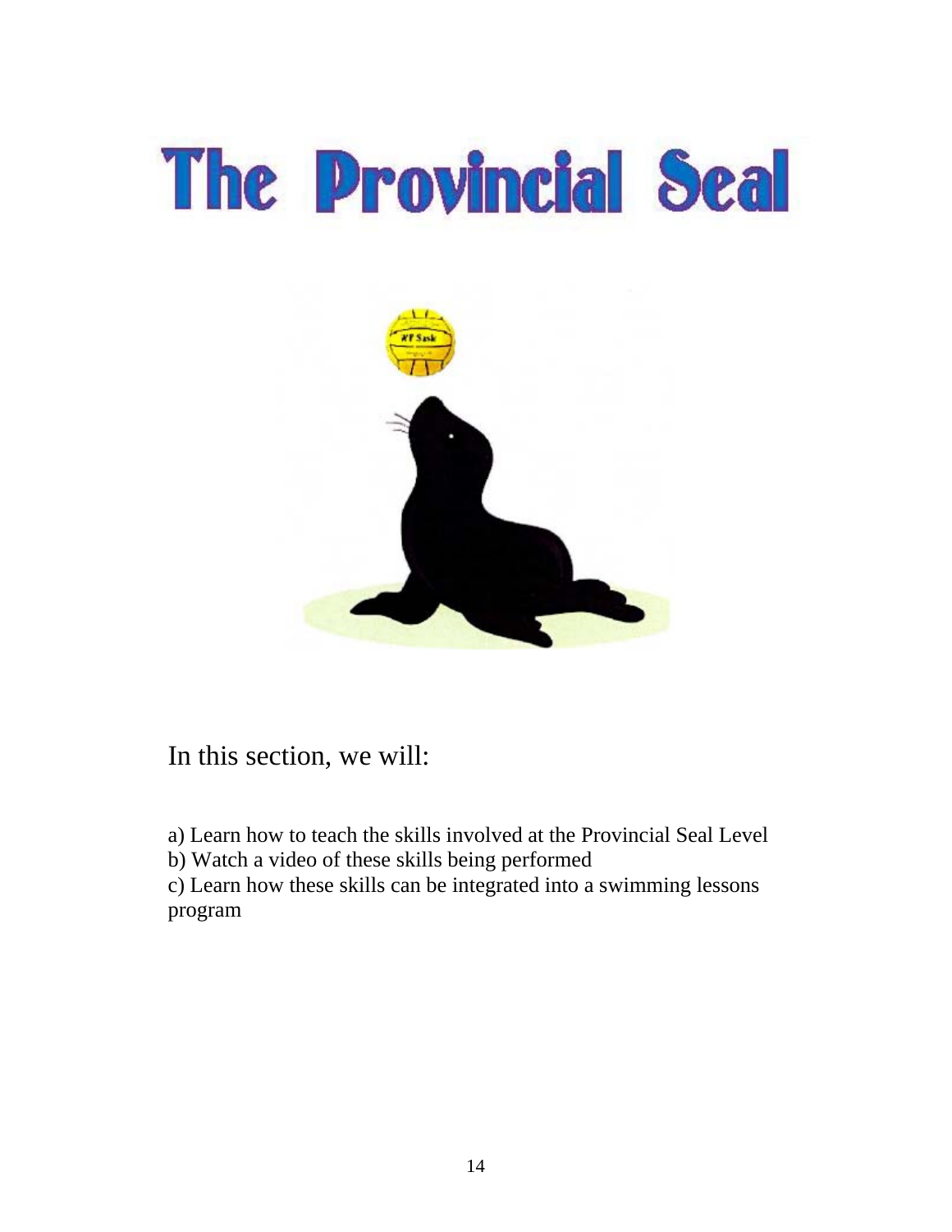# The Provincial Seal

In this section, we will:

a) Learn how to teach the skills involved at the Provincial Seal Level
b) Watch a video of these skills being performed
c) Learn how these skills can be integrated into a swimming lessons program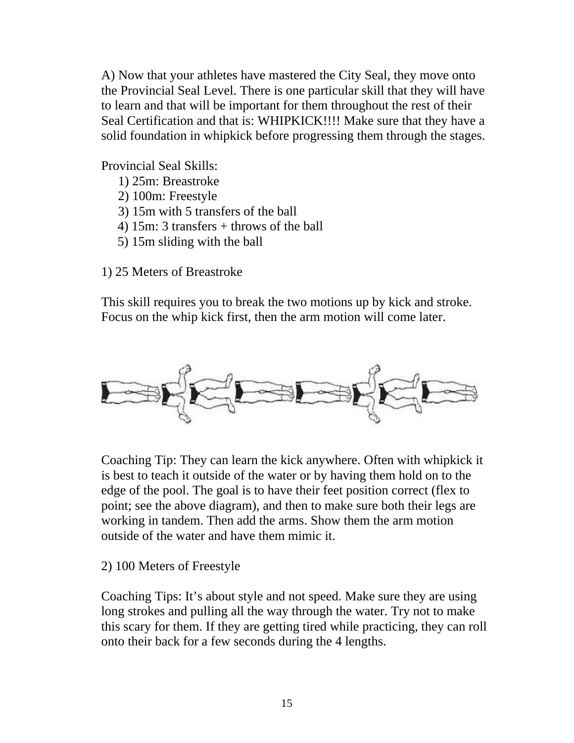A) Now that your athletes have mastered the City Seal, they move onto the Provincial Seal Level. There is one particular skill that they will have to learn and that will be important for them throughout the rest of their Seal Certification and that is: WHIPKICK!!!! Make sure that they have a solid foundation in whipkick before progressing them through the stages.

Provincial Seal Skills:

1) 25m: Breastroke
2) 100m: Freestyle
3) 15m with 5 transfers of the ball
4) 15m: 3 transfers + throws of the ball
5) 15m sliding with the ball

1) 25 Meters of Breastroke

This skill requires you to break the two motions up by kick and stroke. Focus on the whip kick first, then the arm motion will come later.

Coaching Tip: They can learn the kick anywhere. Often with whipkick it is best to teach it outside of the water or by having them hold on to the edge of the pool. The goal is to have their feet position correct (flex to point; see the above diagram), and then to make sure both their legs are working in tandem. Then add the arms. Show them the arm motion outside of the water and have them mimic it.

2) 100 Meters of Freestyle

Coaching Tips: It's about style and not speed. Make sure they are using long strokes and pulling all the way through the water. Try not to make this scary for them. If they are getting tired while practicing, they can roll onto their back for a few seconds during the 4 lengths.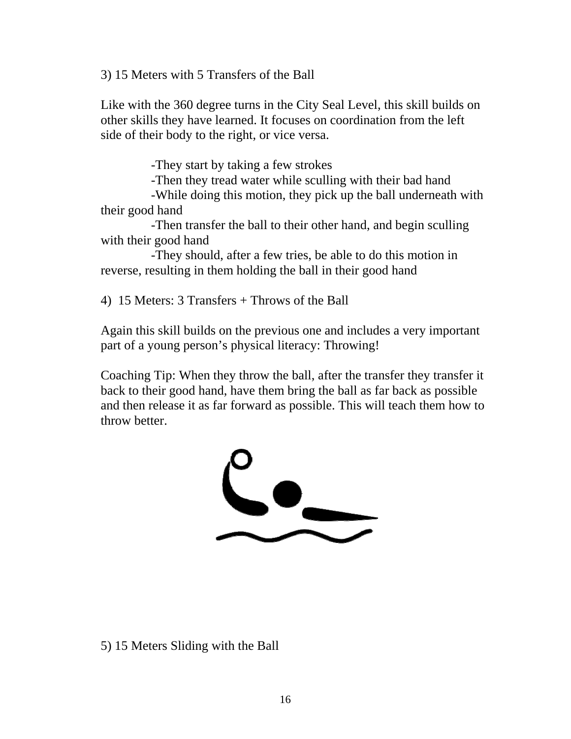3) 15 Meters with 5 Transfers of the Ball

Like with the 360 degree turns in the City Seal Level, this skill builds on other skills they have learned. It focuses on coordination from the left side of their body to the right, or vice versa.

- They start by taking a few strokes
- Then they tread water while sculling with their bad hand
- While doing this motion, they pick up the ball underneath with their good hand
- Then transfer the ball to their other hand, and begin sculling with their good hand
- They should, after a few tries, be able to do this motion in reverse, resulting in them holding the ball in their good hand

4) 15 Meters: 3 Transfers + Throws of the Ball

Again this skill builds on the previous one and includes a very important part of a young person's physical literacy: Throwing!

Coaching Tip: When they throw the ball, after the transfer they transfer it back to their good hand, have them bring the ball as far back as possible and then release it as far forward as possible. This will teach them how to throw better.

5) 15 Meters Sliding with the Ball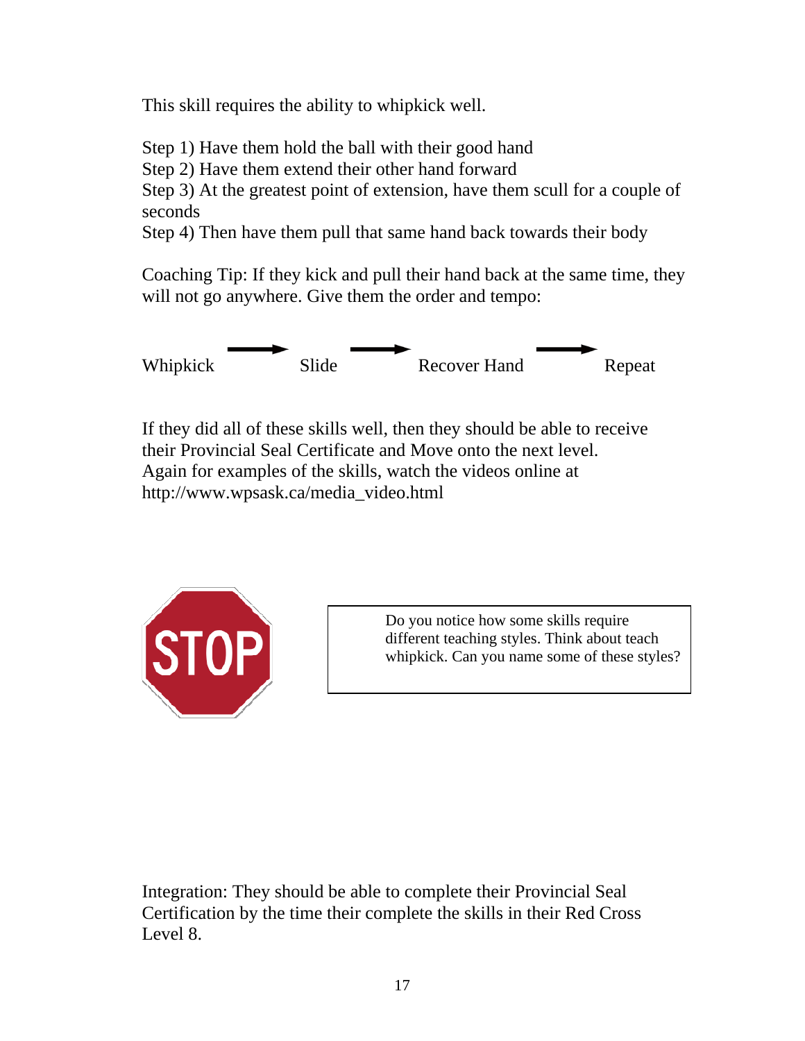This skill requires the ability to whipkick well.

Step 1) Have them hold the ball with their good hand
Step 2) Have them extend their other hand forward
Step 3) At the greatest point of extension, have them scull for a couple of seconds
Step 4) Then have them pull that same hand back towards their body

Coaching Tip: If they kick and pull their hand back at the same time, they will not go anywhere. Give them the order and tempo:

Whipkick → Slide → Recover Hand → Repeat

If they did all of these skills well, then they should be able to receive their Provincial Seal Certificate and Move onto the next level.
Again for examples of the skills, watch the videos online at http://www.wpsask.ca/media_video.html

STOP

> Do you notice how some skills require different teaching styles. Think about teach whipkick. Can you name some of these styles?

Integration: They should be able to complete their Provincial Seal Certification by the time their complete the skills in their Red Cross Level 8.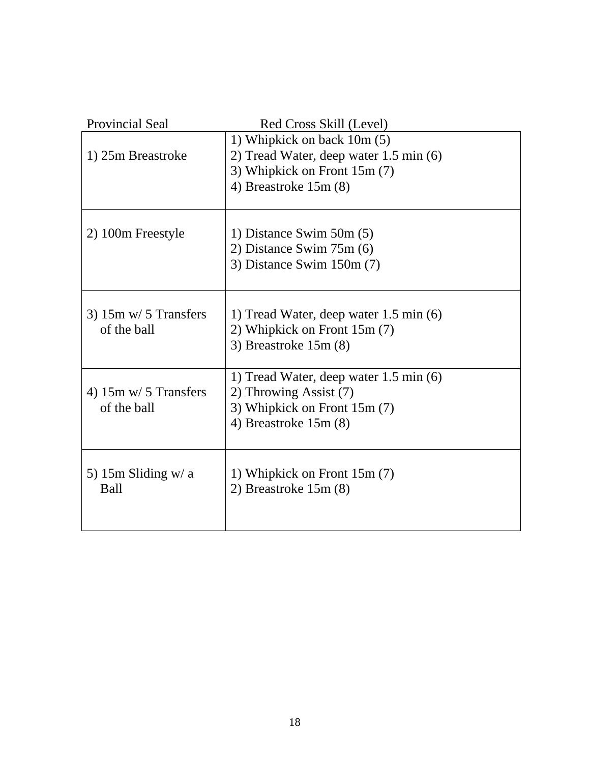| Provincial Seal | Red Cross Skill (Level) |
|---|---|
| 1) 25m Breastroke | 1) Whipkick on back 10m (5)<br>2) Tread Water, deep water 1.5 min (6)<br>3) Whipkick on Front 15m (7)<br>4) Breastroke 15m (8) |
| 2) 100m Freestyle | 1) Distance Swim 50m (5)<br>2) Distance Swim 75m (6)<br>3) Distance Swim 150m (7) |
| 3) 15m w/ 5 Transfers of the ball | 1) Tread Water, deep water 1.5 min (6)<br>2) Whipkick on Front 15m (7)<br>3) Breastroke 15m (8) |
| 4) 15m w/ 5 Transfers of the ball | 1) Tread Water, deep water 1.5 min (6)<br>2) Throwing Assist (7)<br>3) Whipkick on Front 15m (7)<br>4) Breastroke 15m (8) |
| 5) 15m Sliding w/ a Ball | 1) Whipkick on Front 15m (7)<br>2) Breastroke 15m (8) |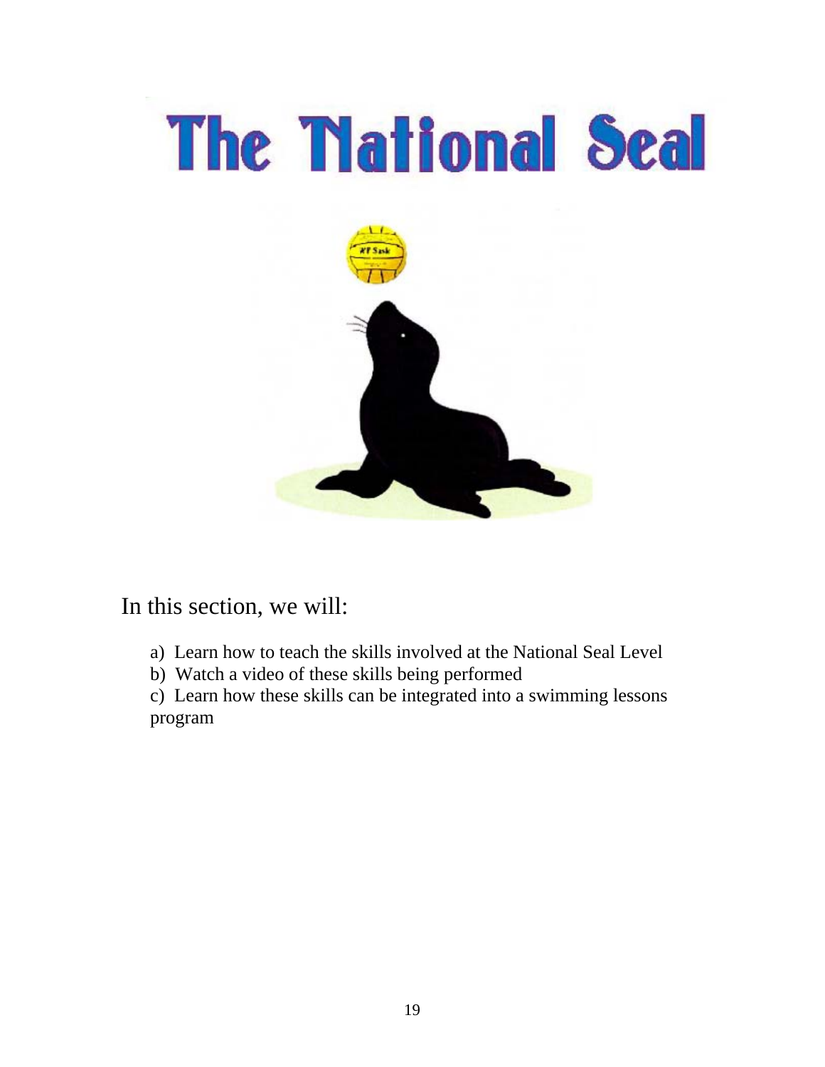# The National Seal

In this section, we will:

a) Learn how to teach the skills involved at the National Seal Level
b) Watch a video of these skills being performed
c) Learn how these skills can be integrated into a swimming lessons program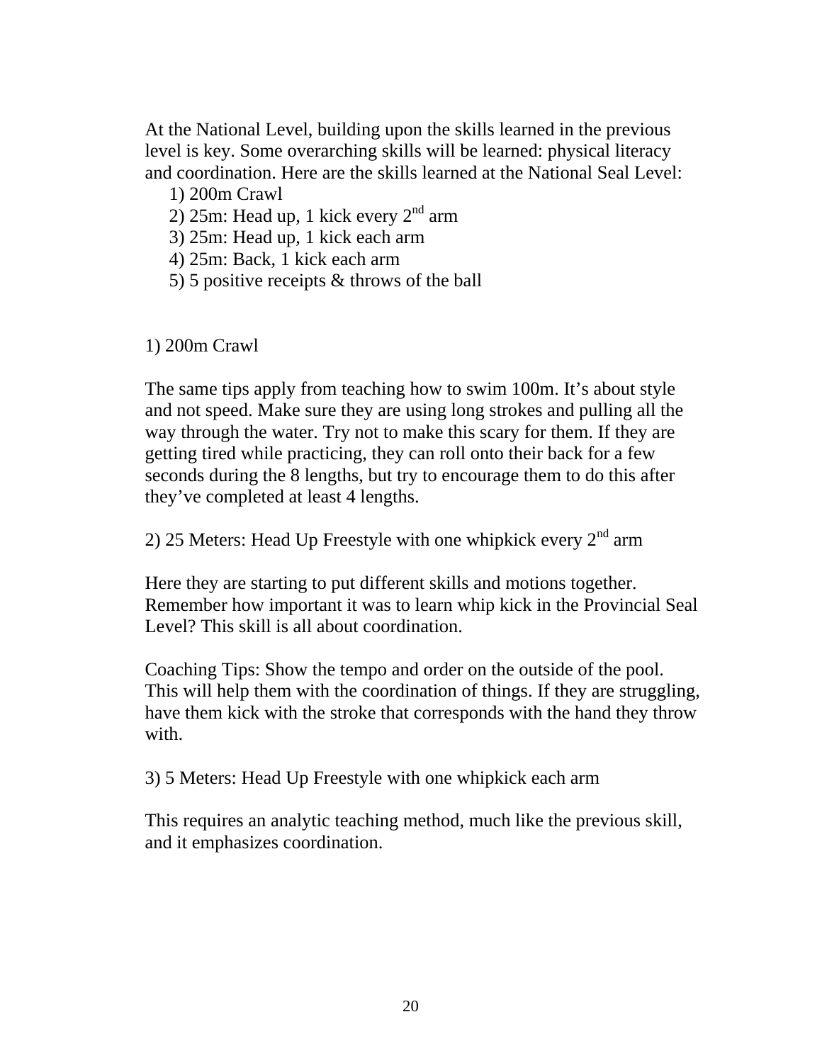At the National Level, building upon the skills learned in the previous level is key. Some overarching skills will be learned: physical literacy and coordination. Here are the skills learned at the National Seal Level:

1) 200m Crawl
2) 25m: Head up, 1 kick every 2nd arm
3) 25m: Head up, 1 kick each arm
4) 25m: Back, 1 kick each arm
5) 5 positive receipts & throws of the ball

1) 200m Crawl

The same tips apply from teaching how to swim 100m. It's about style and not speed. Make sure they are using long strokes and pulling all the way through the water. Try not to make this scary for them. If they are getting tired while practicing, they can roll onto their back for a few seconds during the 8 lengths, but try to encourage them to do this after they've completed at least 4 lengths.

2) 25 Meters: Head Up Freestyle with one whipkick every 2nd arm

Here they are starting to put different skills and motions together. Remember how important it was to learn whip kick in the Provincial Seal Level? This skill is all about coordination.

Coaching Tips: Show the tempo and order on the outside of the pool. This will help them with the coordination of things. If they are struggling, have them kick with the stroke that corresponds with the hand they throw with.

3) 5 Meters: Head Up Freestyle with one whipkick each arm

This requires an analytic teaching method, much like the previous skill, and it emphasizes coordination.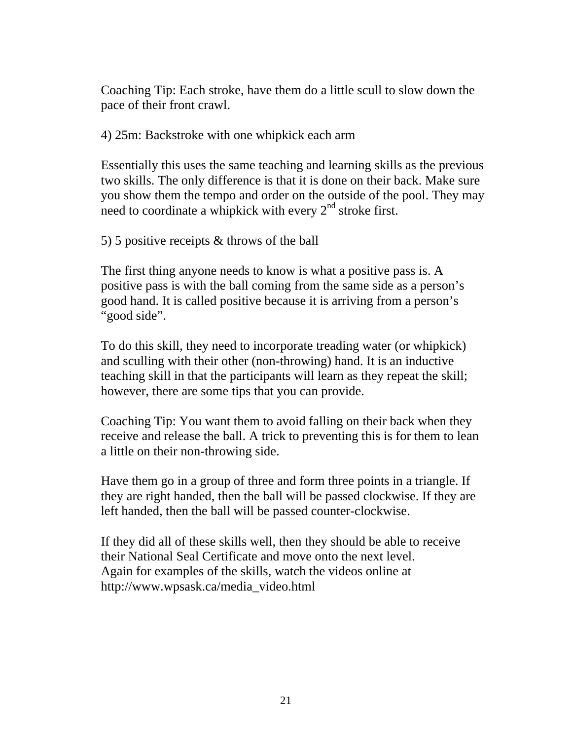Coaching Tip: Each stroke, have them do a little scull to slow down the pace of their front crawl.

4) 25m: Backstroke with one whipkick each arm

Essentially this uses the same teaching and learning skills as the previous two skills. The only difference is that it is done on their back. Make sure you show them the tempo and order on the outside of the pool. They may need to coordinate a whipkick with every 2nd stroke first.

5) 5 positive receipts & throws of the ball

The first thing anyone needs to know is what a positive pass is. A positive pass is with the ball coming from the same side as a person's good hand. It is called positive because it is arriving from a person's "good side".

To do this skill, they need to incorporate treading water (or whipkick) and sculling with their other (non-throwing) hand. It is an inductive teaching skill in that the participants will learn as they repeat the skill; however, there are some tips that you can provide.

Coaching Tip: You want them to avoid falling on their back when they receive and release the ball. A trick to preventing this is for them to lean a little on their non-throwing side.

Have them go in a group of three and form three points in a triangle. If they are right handed, then the ball will be passed clockwise. If they are left handed, then the ball will be passed counter-clockwise.

If they did all of these skills well, then they should be able to receive their National Seal Certificate and move onto the next level.
Again for examples of the skills, watch the videos online at http://www.wpsask.ca/media_video.html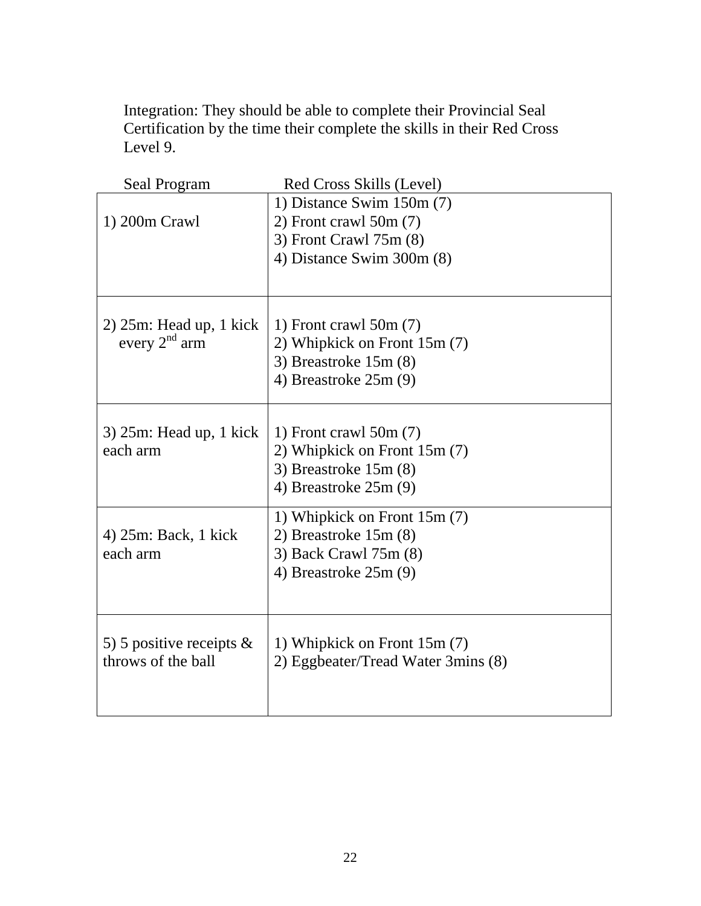Integration: They should be able to complete their Provincial Seal Certification by the time their complete the skills in their Red Cross Level 9.

| Seal Program | Red Cross Skills (Level) |
|---|---|
| 1) 200m Crawl | 1) Distance Swim 150m (7)<br>2) Front crawl 50m (7)<br>3) Front Crawl 75m (8)<br>4) Distance Swim 300m (8) |
| 2) 25m: Head up, 1 kick every 2nd arm | 1) Front crawl 50m (7)<br>2) Whipkick on Front 15m (7)<br>3) Breastroke 15m (8)<br>4) Breastroke 25m (9) |
| 3) 25m: Head up, 1 kick each arm | 1) Front crawl 50m (7)<br>2) Whipkick on Front 15m (7)<br>3) Breastroke 15m (8)<br>4) Breastroke 25m (9) |
| 4) 25m: Back, 1 kick each arm | 1) Whipkick on Front 15m (7)<br>2) Breastroke 15m (8)<br>3) Back Crawl 75m (8)<br>4) Breastroke 25m (9) |
| 5) 5 positive receipts & throws of the ball | 1) Whipkick on Front 15m (7)<br>2) Eggbeater/Tread Water 3mins (8) |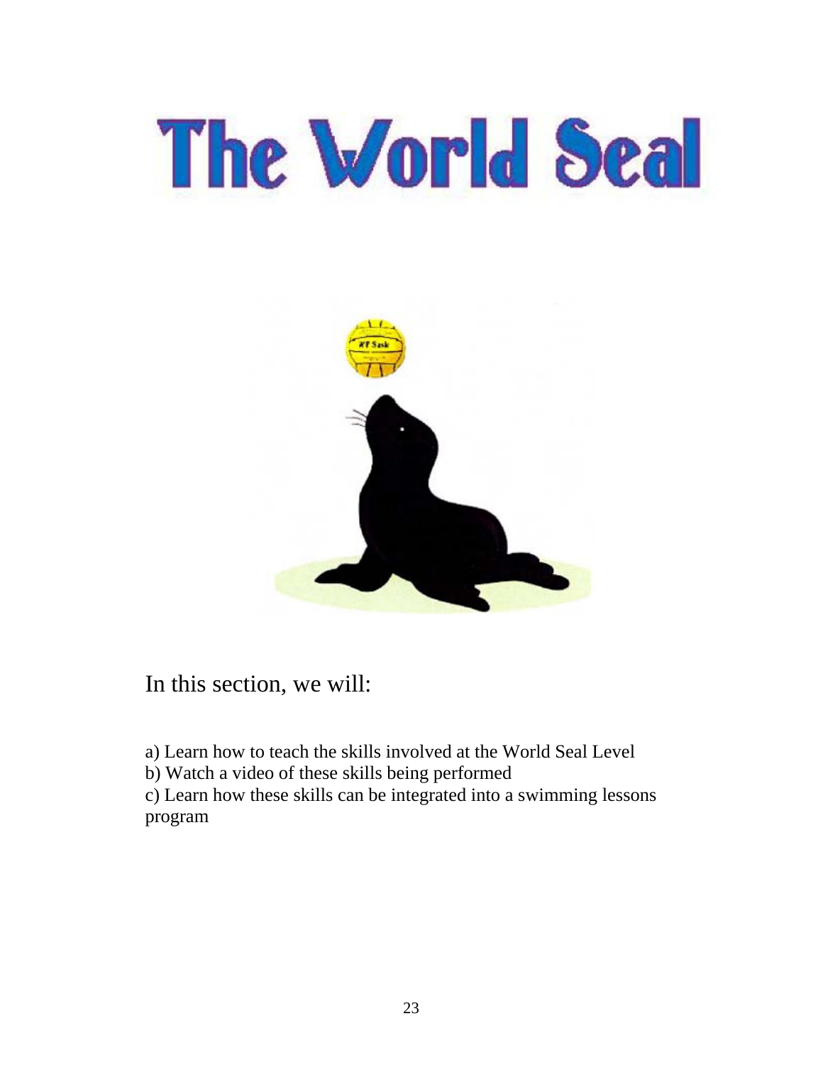# The World Seal

In this section, we will:

a) Learn how to teach the skills involved at the World Seal Level
b) Watch a video of these skills being performed
c) Learn how these skills can be integrated into a swimming lessons program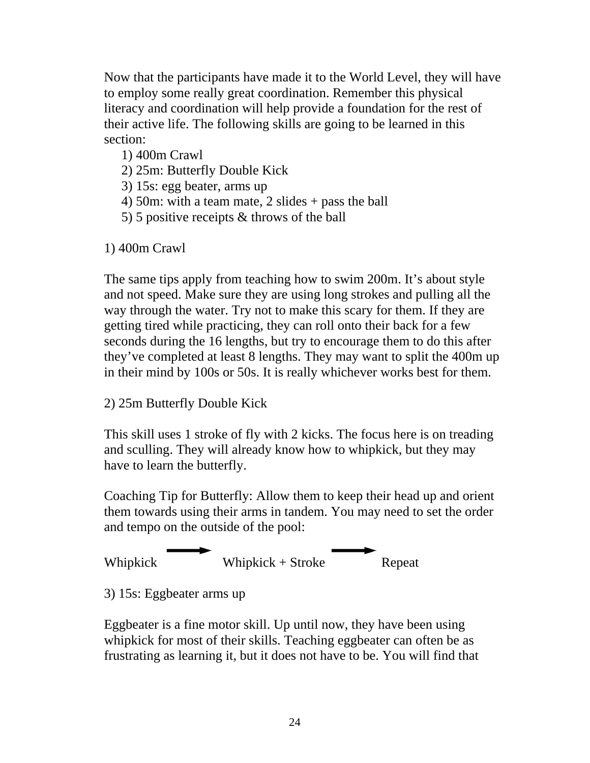Now that the participants have made it to the World Level, they will have to employ some really great coordination. Remember this physical literacy and coordination will help provide a foundation for the rest of their active life. The following skills are going to be learned in this section:

1) 400m Crawl
2) 25m: Butterfly Double Kick
3) 15s: egg beater, arms up
4) 50m: with a team mate, 2 slides + pass the ball
5) 5 positive receipts & throws of the ball

1) 400m Crawl

The same tips apply from teaching how to swim 200m. It's about style and not speed. Make sure they are using long strokes and pulling all the way through the water. Try not to make this scary for them. If they are getting tired while practicing, they can roll onto their back for a few seconds during the 16 lengths, but try to encourage them to do this after they've completed at least 8 lengths. They may want to split the 400m up in their mind by 100s or 50s. It is really whichever works best for them.

2) 25m Butterfly Double Kick

This skill uses 1 stroke of fly with 2 kicks. The focus here is on treading and sculling. They will already know how to whipkick, but they may have to learn the butterfly.

Coaching Tip for Butterfly: Allow them to keep their head up and orient them towards using their arms in tandem. You may need to set the order and tempo on the outside of the pool:

Whipkick → Whipkick + Stroke → Repeat

3) 15s: Eggbeater arms up

Eggbeater is a fine motor skill. Up until now, they have been using whipkick for most of their skills. Teaching eggbeater can often be as frustrating as learning it, but it does not have to be. You will find that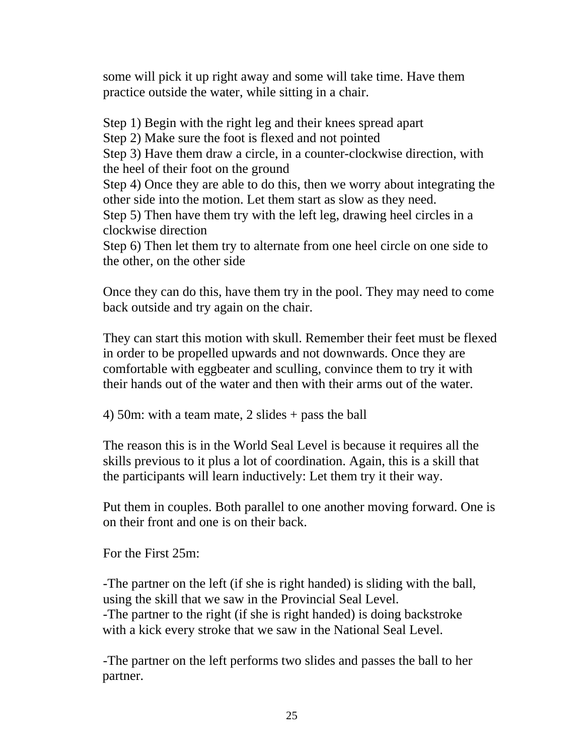some will pick it up right away and some will take time. Have them practice outside the water, while sitting in a chair.

Step 1) Begin with the right leg and their knees spread apart
Step 2) Make sure the foot is flexed and not pointed
Step 3) Have them draw a circle, in a counter-clockwise direction, with the heel of their foot on the ground
Step 4) Once they are able to do this, then we worry about integrating the other side into the motion. Let them start as slow as they need.
Step 5) Then have them try with the left leg, drawing heel circles in a clockwise direction
Step 6) Then let them try to alternate from one heel circle on one side to the other, on the other side

Once they can do this, have them try in the pool. They may need to come back outside and try again on the chair.

They can start this motion with skull. Remember their feet must be flexed in order to be propelled upwards and not downwards. Once they are comfortable with eggbeater and sculling, convince them to try it with their hands out of the water and then with their arms out of the water.

4) 50m: with a team mate, 2 slides + pass the ball

The reason this is in the World Seal Level is because it requires all the skills previous to it plus a lot of coordination. Again, this is a skill that the participants will learn inductively: Let them try it their way.

Put them in couples. Both parallel to one another moving forward. One is on their front and one is on their back.

For the First 25m:

-The partner on the left (if she is right handed) is sliding with the ball, using the skill that we saw in the Provincial Seal Level.
-The partner to the right (if she is right handed) is doing backstroke with a kick every stroke that we saw in the National Seal Level.

-The partner on the left performs two slides and passes the ball to her partner.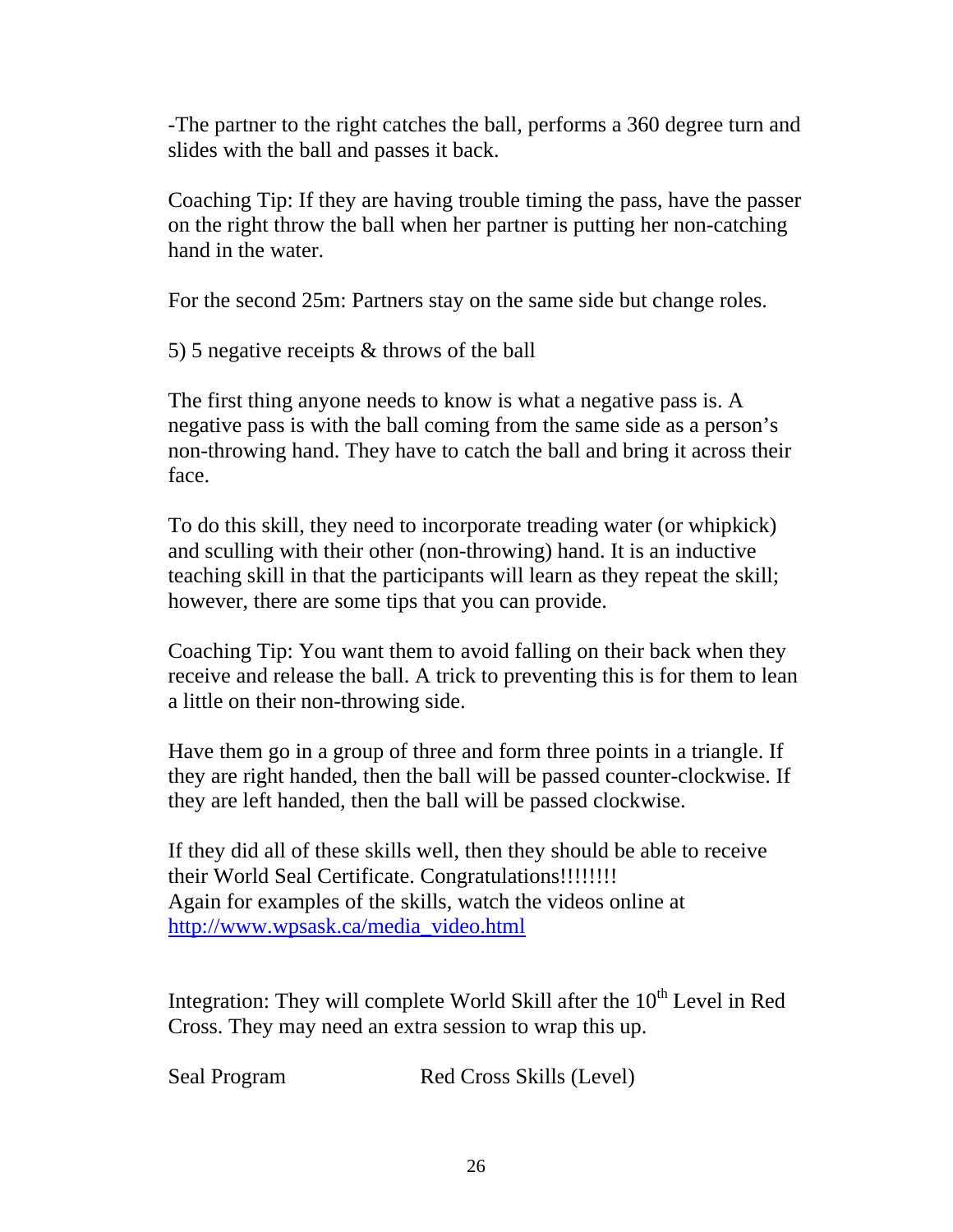-The partner to the right catches the ball, performs a 360 degree turn and slides with the ball and passes it back.

Coaching Tip: If they are having trouble timing the pass, have the passer on the right throw the ball when her partner is putting her non-catching hand in the water.

For the second 25m: Partners stay on the same side but change roles.

5) 5 negative receipts & throws of the ball

The first thing anyone needs to know is what a negative pass is. A negative pass is with the ball coming from the same side as a person's non-throwing hand. They have to catch the ball and bring it across their face.

To do this skill, they need to incorporate treading water (or whipkick) and sculling with their other (non-throwing) hand. It is an inductive teaching skill in that the participants will learn as they repeat the skill; however, there are some tips that you can provide.

Coaching Tip: You want them to avoid falling on their back when they receive and release the ball. A trick to preventing this is for them to lean a little on their non-throwing side.

Have them go in a group of three and form three points in a triangle. If they are right handed, then the ball will be passed counter-clockwise. If they are left handed, then the ball will be passed clockwise.

If they did all of these skills well, then they should be able to receive their World Seal Certificate. Congratulations!!!!!!!!
Again for examples of the skills, watch the videos online at [http://www.wpsask.ca/media_video.html](http://www.wpsask.ca/media_video.html)

Integration: They will complete World Skill after the 10th Level in Red Cross. They may need an extra session to wrap this up.

Seal Program                Red Cross Skills (Level)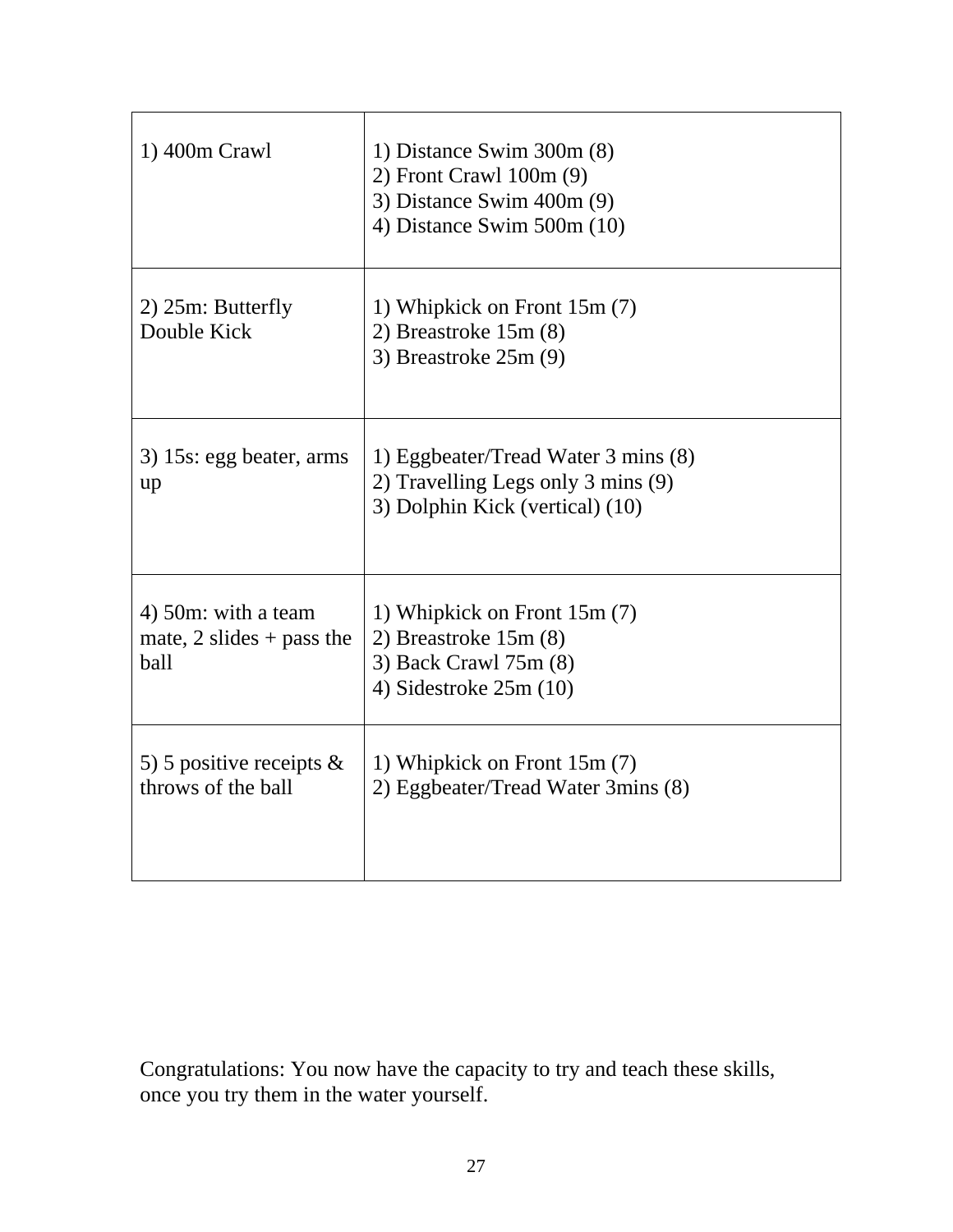| | |
|---|---|
| 1) 400m Crawl | 1) Distance Swim 300m (8)<br>2) Front Crawl 100m (9)<br>3) Distance Swim 400m (9)<br>4) Distance Swim 500m (10) |
| 2) 25m: Butterfly Double Kick | 1) Whipkick on Front 15m (7)<br>2) Breastroke 15m (8)<br>3) Breastroke 25m (9) |
| 3) 15s: egg beater, arms up | 1) Eggbeater/Tread Water 3 mins (8)<br>2) Travelling Legs only 3 mins (9)<br>3) Dolphin Kick (vertical) (10) |
| 4) 50m: with a team mate, 2 slides + pass the ball | 1) Whipkick on Front 15m (7)<br>2) Breastroke 15m (8)<br>3) Back Crawl 75m (8)<br>4) Sidestroke 25m (10) |
| 5) 5 positive receipts & throws of the ball | 1) Whipkick on Front 15m (7)<br>2) Eggbeater/Tread Water 3mins (8) |

Congratulations: You now have the capacity to try and teach these skills, once you try them in the water yourself.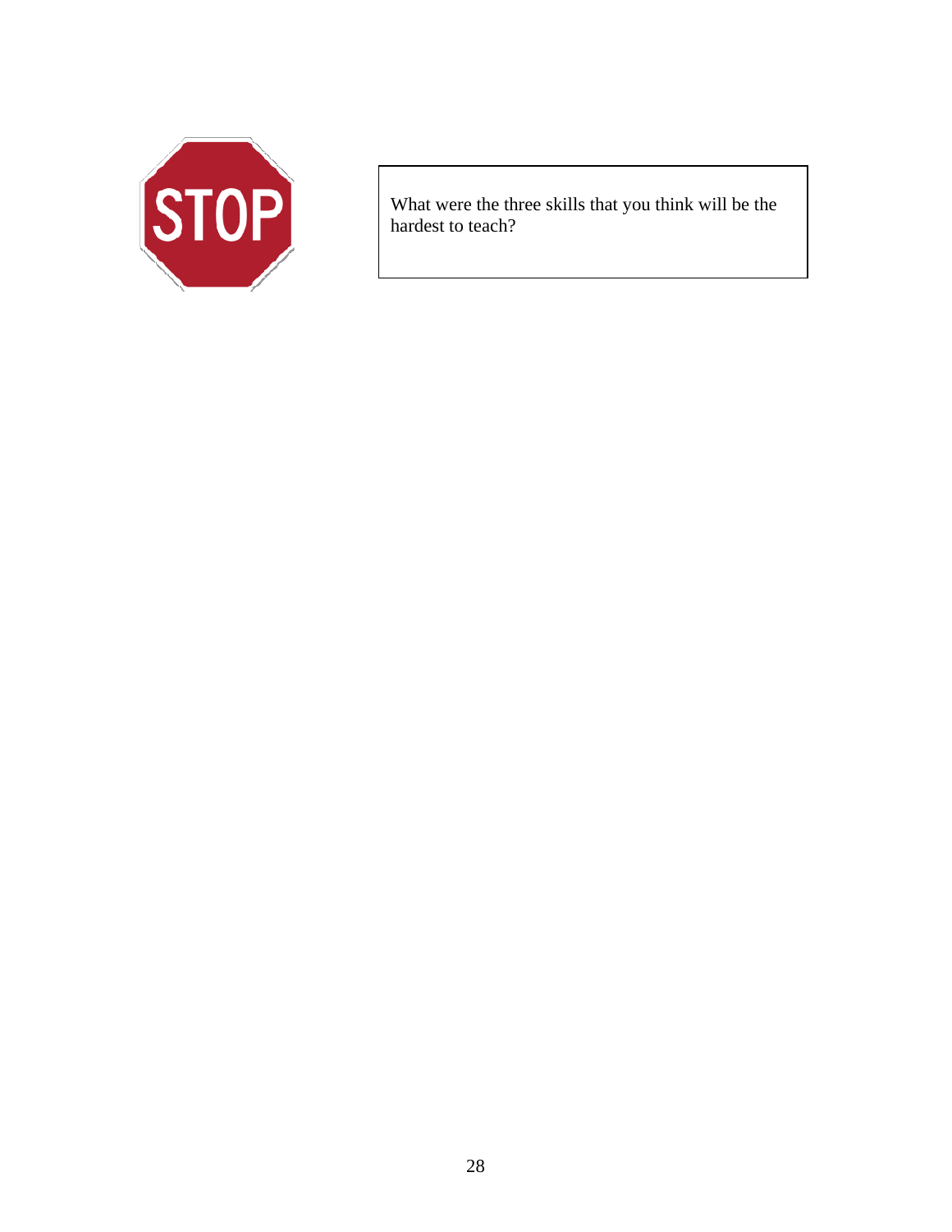STOP

What were the three skills that you think will be the hardest to teach?